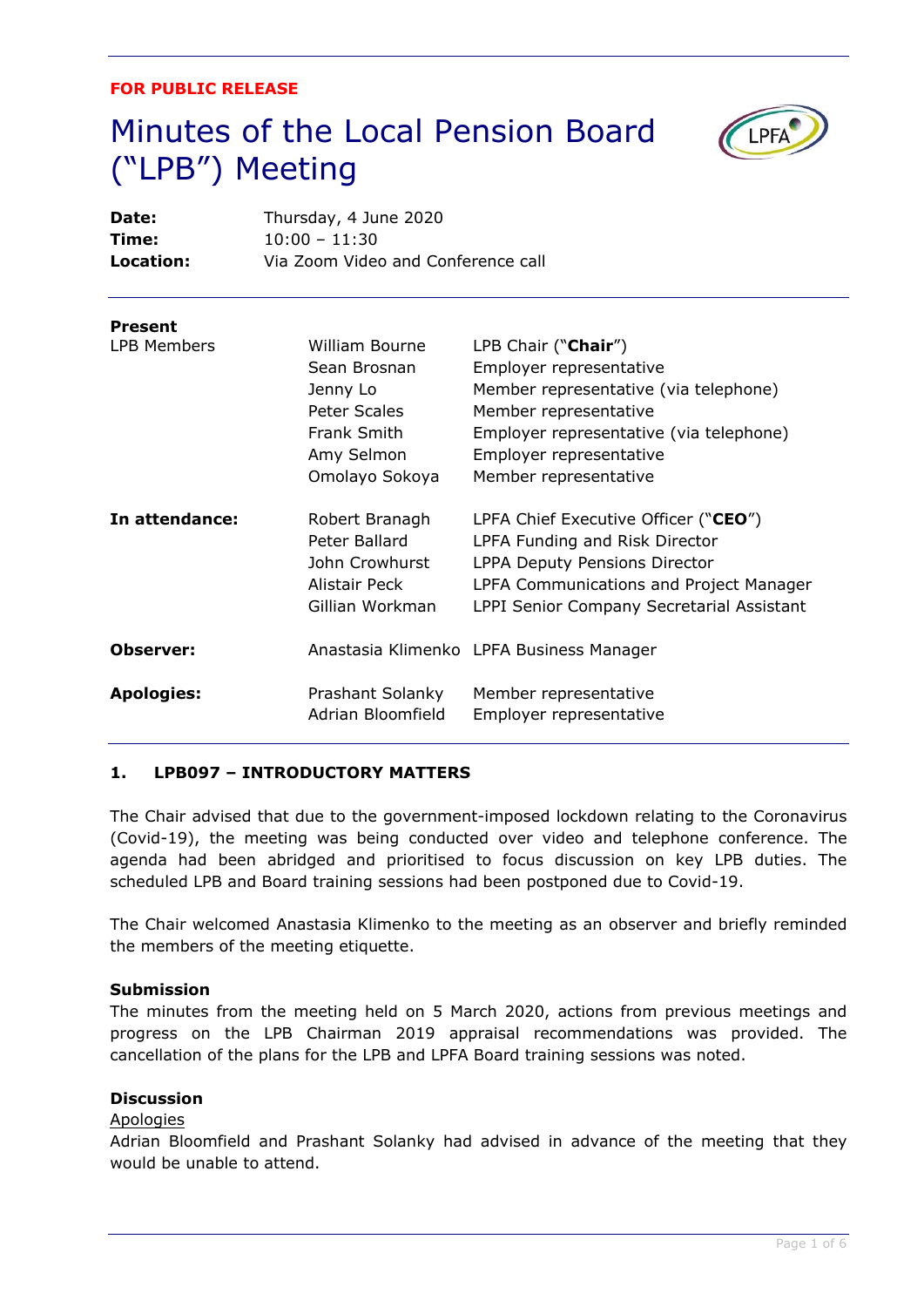**FOR PUBLIC RELEASE**

# Minutes of the Local Pension Board ("LPB") Meeting

**Date:** Thursday, 4 June 2020
**Time:** 10:00 – 11:30
**Location:** Via Zoom Video and Conference call

| | | |
|---|---|---|
| **Present** | | |
| LPB Members | William Bourne | LPB Chair ("**Chair**") |
| | Sean Brosnan | Employer representative |
| | Jenny Lo | Member representative (via telephone) |
| | Peter Scales | Member representative |
| | Frank Smith | Employer representative (via telephone) |
| | Amy Selmon | Employer representative |
| | Omolayo Sokoya | Member representative |
| **In attendance:** | Robert Branagh | LPFA Chief Executive Officer ("**CEO**") |
| | Peter Ballard | LPFA Funding and Risk Director |
| | John Crowhurst | LPPA Deputy Pensions Director |
| | Alistair Peck | LPFA Communications and Project Manager |
| | Gillian Workman | LPPI Senior Company Secretarial Assistant |
| **Observer:** | Anastasia Klimenko | LPFA Business Manager |
| **Apologies:** | Prashant Solanky | Member representative |
| | Adrian Bloomfield | Employer representative |

## 1. LPB097 – INTRODUCTORY MATTERS

The Chair advised that due to the government-imposed lockdown relating to the Coronavirus (Covid-19), the meeting was being conducted over video and telephone conference. The agenda had been abridged and prioritised to focus discussion on key LPB duties. The scheduled LPB and Board training sessions had been postponed due to Covid-19.

The Chair welcomed Anastasia Klimenko to the meeting as an observer and briefly reminded the members of the meeting etiquette.

**Submission**
The minutes from the meeting held on 5 March 2020, actions from previous meetings and progress on the LPB Chairman 2019 appraisal recommendations was provided. The cancellation of the plans for the LPB and LPFA Board training sessions was noted.

**Discussion**
Apologies
Adrian Bloomfield and Prashant Solanky had advised in advance of the meeting that they would be unable to attend.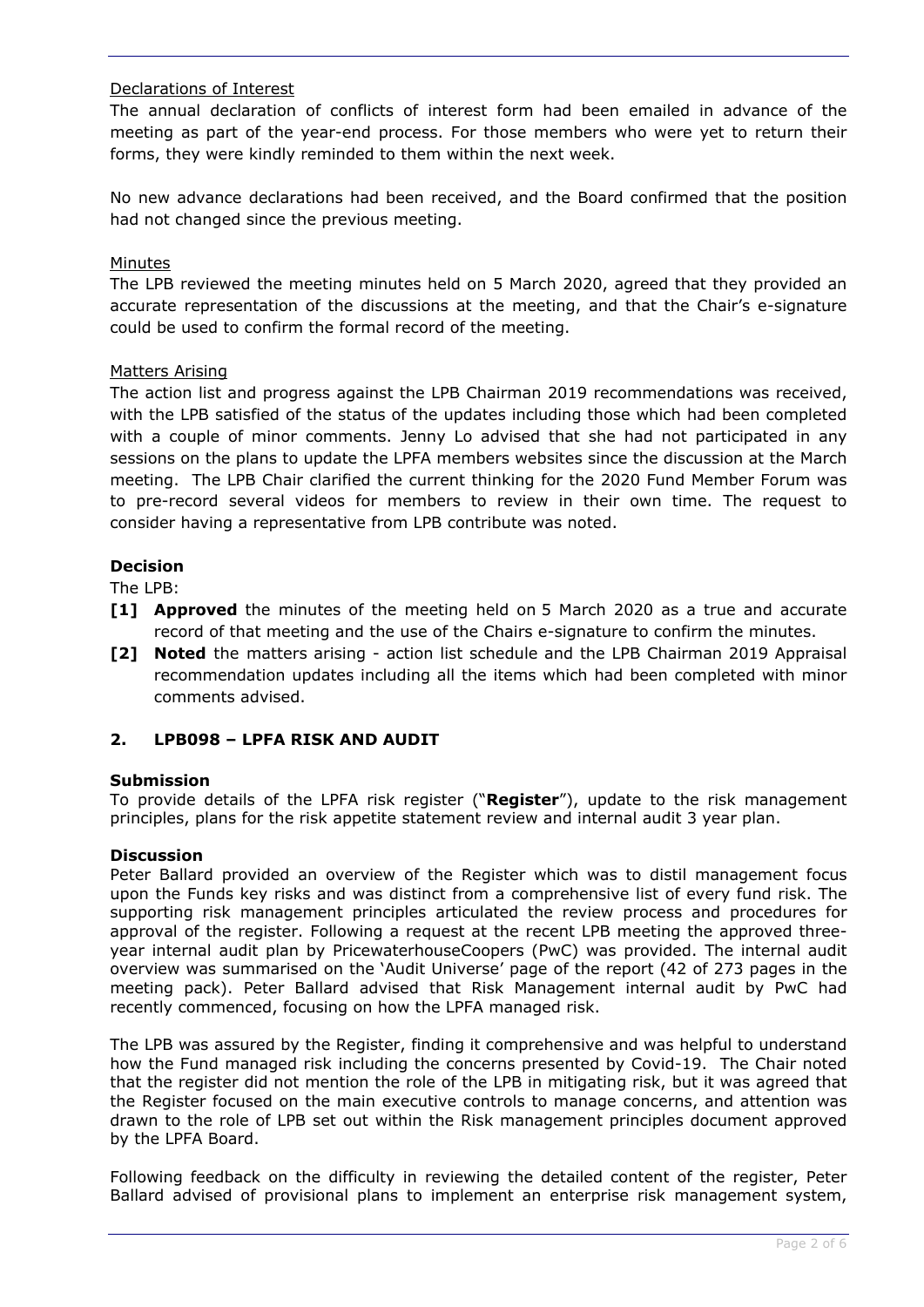Declarations of Interest

The annual declaration of conflicts of interest form had been emailed in advance of the meeting as part of the year-end process. For those members who were yet to return their forms, they were kindly reminded to them within the next week.

No new advance declarations had been received, and the Board confirmed that the position had not changed since the previous meeting.

Minutes

The LPB reviewed the meeting minutes held on 5 March 2020, agreed that they provided an accurate representation of the discussions at the meeting, and that the Chair's e-signature could be used to confirm the formal record of the meeting.

Matters Arising

The action list and progress against the LPB Chairman 2019 recommendations was received, with the LPB satisfied of the status of the updates including those which had been completed with a couple of minor comments. Jenny Lo advised that she had not participated in any sessions on the plans to update the LPFA members websites since the discussion at the March meeting. The LPB Chair clarified the current thinking for the 2020 Fund Member Forum was to pre-record several videos for members to review in their own time. The request to consider having a representative from LPB contribute was noted.

**Decision**

The LPB:

**[1]** **Approved** the minutes of the meeting held on 5 March 2020 as a true and accurate record of that meeting and the use of the Chairs e-signature to confirm the minutes.

**[2]** **Noted** the matters arising - action list schedule and the LPB Chairman 2019 Appraisal recommendation updates including all the items which had been completed with minor comments advised.

## 2. LPB098 – LPFA RISK AND AUDIT

**Submission**

To provide details of the LPFA risk register ("**Register**"), update to the risk management principles, plans for the risk appetite statement review and internal audit 3 year plan.

**Discussion**

Peter Ballard provided an overview of the Register which was to distil management focus upon the Funds key risks and was distinct from a comprehensive list of every fund risk. The supporting risk management principles articulated the review process and procedures for approval of the register. Following a request at the recent LPB meeting the approved three-year internal audit plan by PricewaterhouseCoopers (PwC) was provided. The internal audit overview was summarised on the 'Audit Universe' page of the report (42 of 273 pages in the meeting pack). Peter Ballard advised that Risk Management internal audit by PwC had recently commenced, focusing on how the LPFA managed risk.

The LPB was assured by the Register, finding it comprehensive and was helpful to understand how the Fund managed risk including the concerns presented by Covid-19. The Chair noted that the register did not mention the role of the LPB in mitigating risk, but it was agreed that the Register focused on the main executive controls to manage concerns, and attention was drawn to the role of LPB set out within the Risk management principles document approved by the LPFA Board.

Following feedback on the difficulty in reviewing the detailed content of the register, Peter Ballard advised of provisional plans to implement an enterprise risk management system,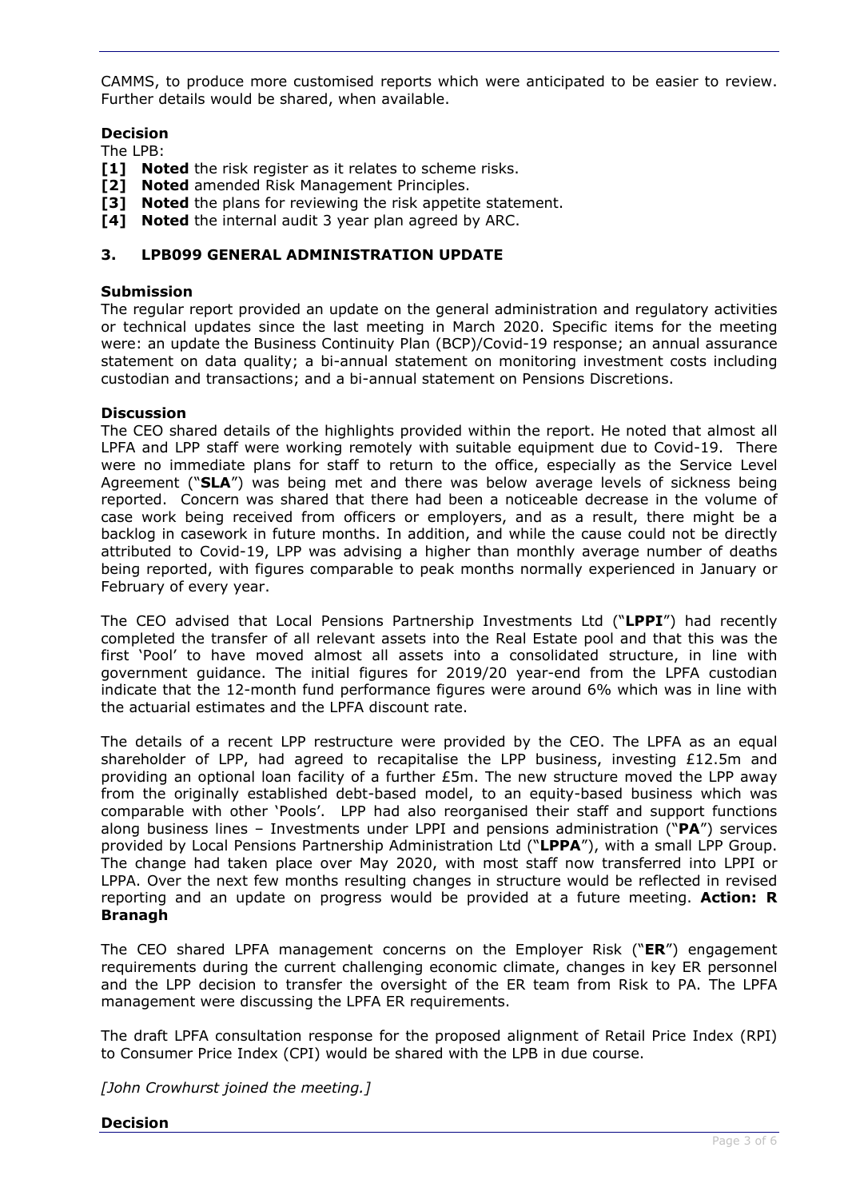CAMMS, to produce more customised reports which were anticipated to be easier to review. Further details would be shared, when available.

**Decision**

The LPB:

- **[1] Noted** the risk register as it relates to scheme risks.
- **[2] Noted** amended Risk Management Principles.
- **[3] Noted** the plans for reviewing the risk appetite statement.
- **[4] Noted** the internal audit 3 year plan agreed by ARC.

## 3. LPB099 GENERAL ADMINISTRATION UPDATE

**Submission**

The regular report provided an update on the general administration and regulatory activities or technical updates since the last meeting in March 2020. Specific items for the meeting were: an update the Business Continuity Plan (BCP)/Covid-19 response; an annual assurance statement on data quality; a bi-annual statement on monitoring investment costs including custodian and transactions; and a bi-annual statement on Pensions Discretions.

**Discussion**

The CEO shared details of the highlights provided within the report. He noted that almost all LPFA and LPP staff were working remotely with suitable equipment due to Covid-19. There were no immediate plans for staff to return to the office, especially as the Service Level Agreement ("**SLA**") was being met and there was below average levels of sickness being reported. Concern was shared that there had been a noticeable decrease in the volume of case work being received from officers or employers, and as a result, there might be a backlog in casework in future months. In addition, and while the cause could not be directly attributed to Covid-19, LPP was advising a higher than monthly average number of deaths being reported, with figures comparable to peak months normally experienced in January or February of every year.

The CEO advised that Local Pensions Partnership Investments Ltd ("**LPPI**") had recently completed the transfer of all relevant assets into the Real Estate pool and that this was the first 'Pool' to have moved almost all assets into a consolidated structure, in line with government guidance. The initial figures for 2019/20 year-end from the LPFA custodian indicate that the 12-month fund performance figures were around 6% which was in line with the actuarial estimates and the LPFA discount rate.

The details of a recent LPP restructure were provided by the CEO. The LPFA as an equal shareholder of LPP, had agreed to recapitalise the LPP business, investing £12.5m and providing an optional loan facility of a further £5m. The new structure moved the LPP away from the originally established debt-based model, to an equity-based business which was comparable with other 'Pools'. LPP had also reorganised their staff and support functions along business lines – Investments under LPPI and pensions administration ("**PA**") services provided by Local Pensions Partnership Administration Ltd ("**LPPA**"), with a small LPP Group. The change had taken place over May 2020, with most staff now transferred into LPPI or LPPA. Over the next few months resulting changes in structure would be reflected in revised reporting and an update on progress would be provided at a future meeting. **Action: R Branagh**

The CEO shared LPFA management concerns on the Employer Risk ("**ER**") engagement requirements during the current challenging economic climate, changes in key ER personnel and the LPP decision to transfer the oversight of the ER team from Risk to PA. The LPFA management were discussing the LPFA ER requirements.

The draft LPFA consultation response for the proposed alignment of Retail Price Index (RPI) to Consumer Price Index (CPI) would be shared with the LPB in due course.

*[John Crowhurst joined the meeting.]*

**Decision**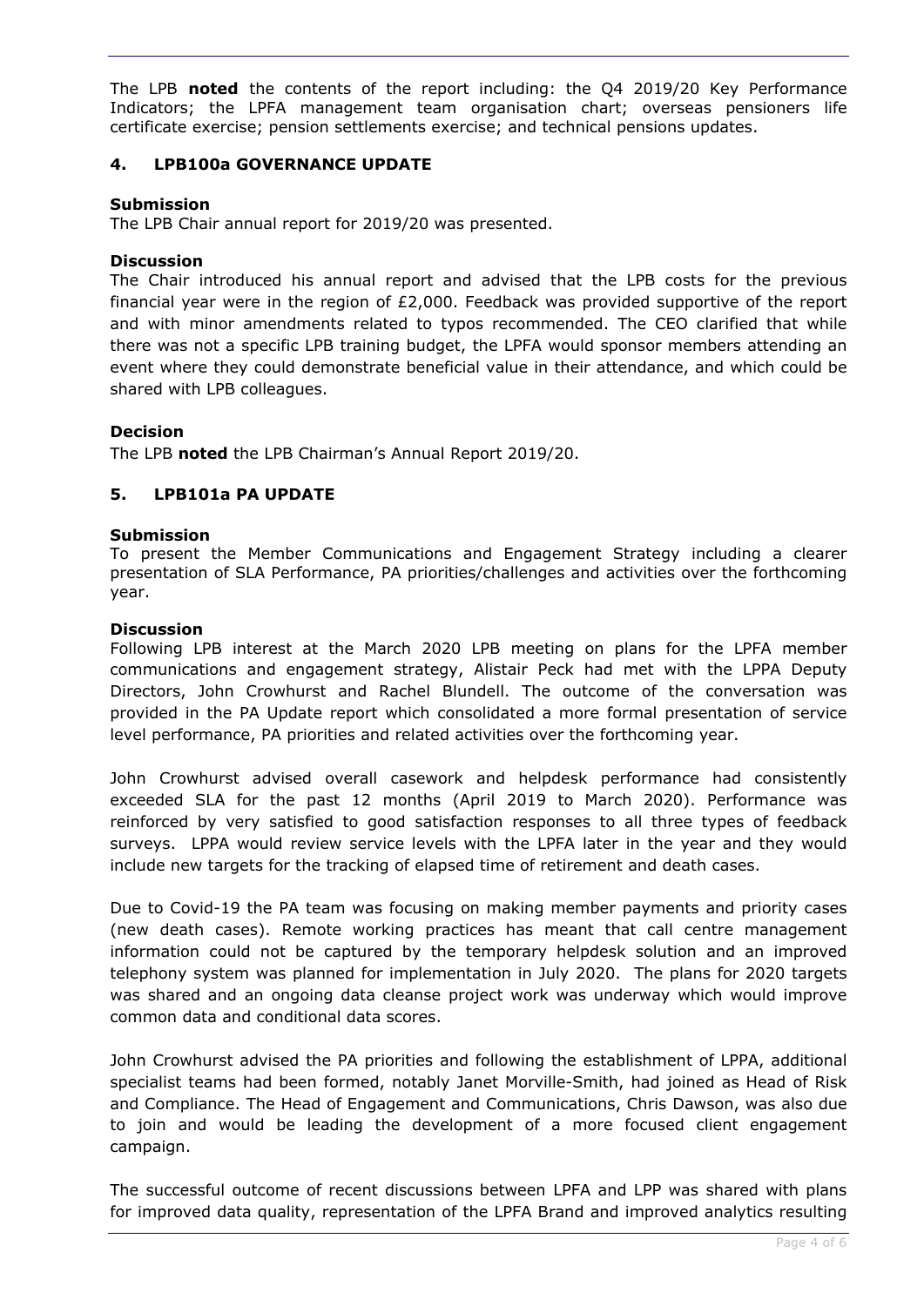The LPB **noted** the contents of the report including: the Q4 2019/20 Key Performance Indicators; the LPFA management team organisation chart; overseas pensioners life certificate exercise; pension settlements exercise; and technical pensions updates.

## 4. LPB100a GOVERNANCE UPDATE

**Submission**

The LPB Chair annual report for 2019/20 was presented.

**Discussion**

The Chair introduced his annual report and advised that the LPB costs for the previous financial year were in the region of £2,000. Feedback was provided supportive of the report and with minor amendments related to typos recommended. The CEO clarified that while there was not a specific LPB training budget, the LPFA would sponsor members attending an event where they could demonstrate beneficial value in their attendance, and which could be shared with LPB colleagues.

**Decision**

The LPB **noted** the LPB Chairman's Annual Report 2019/20.

## 5. LPB101a PA UPDATE

**Submission**

To present the Member Communications and Engagement Strategy including a clearer presentation of SLA Performance, PA priorities/challenges and activities over the forthcoming year.

**Discussion**

Following LPB interest at the March 2020 LPB meeting on plans for the LPFA member communications and engagement strategy, Alistair Peck had met with the LPPA Deputy Directors, John Crowhurst and Rachel Blundell. The outcome of the conversation was provided in the PA Update report which consolidated a more formal presentation of service level performance, PA priorities and related activities over the forthcoming year.

John Crowhurst advised overall casework and helpdesk performance had consistently exceeded SLA for the past 12 months (April 2019 to March 2020). Performance was reinforced by very satisfied to good satisfaction responses to all three types of feedback surveys. LPPA would review service levels with the LPFA later in the year and they would include new targets for the tracking of elapsed time of retirement and death cases.

Due to Covid-19 the PA team was focusing on making member payments and priority cases (new death cases). Remote working practices has meant that call centre management information could not be captured by the temporary helpdesk solution and an improved telephony system was planned for implementation in July 2020. The plans for 2020 targets was shared and an ongoing data cleanse project work was underway which would improve common data and conditional data scores.

John Crowhurst advised the PA priorities and following the establishment of LPPA, additional specialist teams had been formed, notably Janet Morville-Smith, had joined as Head of Risk and Compliance. The Head of Engagement and Communications, Chris Dawson, was also due to join and would be leading the development of a more focused client engagement campaign.

The successful outcome of recent discussions between LPFA and LPP was shared with plans for improved data quality, representation of the LPFA Brand and improved analytics resulting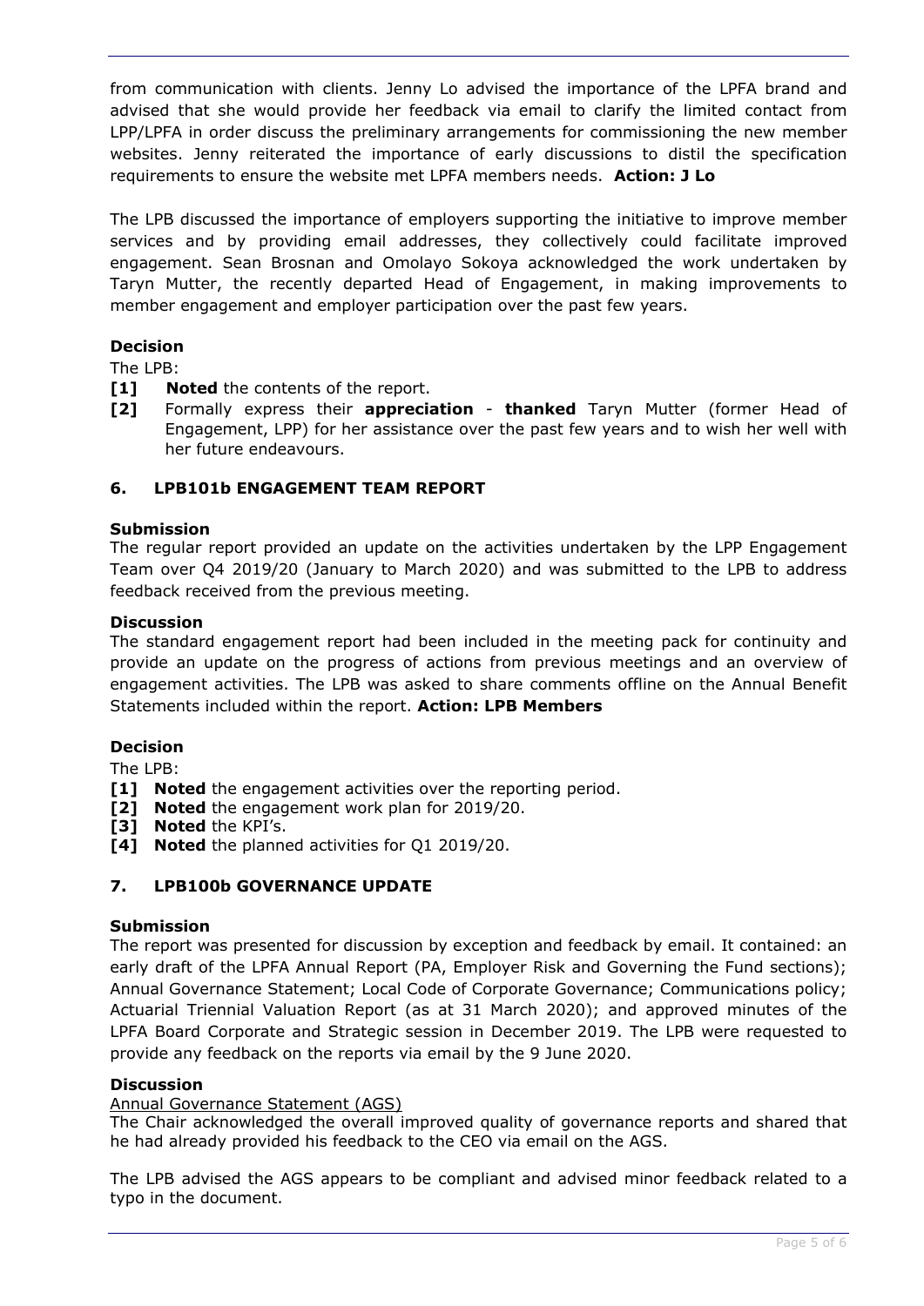from communication with clients. Jenny Lo advised the importance of the LPFA brand and advised that she would provide her feedback via email to clarify the limited contact from LPP/LPFA in order discuss the preliminary arrangements for commissioning the new member websites. Jenny reiterated the importance of early discussions to distil the specification requirements to ensure the website met LPFA members needs. **Action: J Lo**

The LPB discussed the importance of employers supporting the initiative to improve member services and by providing email addresses, they collectively could facilitate improved engagement. Sean Brosnan and Omolayo Sokoya acknowledged the work undertaken by Taryn Mutter, the recently departed Head of Engagement, in making improvements to member engagement and employer participation over the past few years.

**Decision**

The LPB:

- **[1]** **Noted** the contents of the report.
- **[2]** Formally express their **appreciation** - **thanked** Taryn Mutter (former Head of Engagement, LPP) for her assistance over the past few years and to wish her well with her future endeavours.

## 6. LPB101b ENGAGEMENT TEAM REPORT

**Submission**

The regular report provided an update on the activities undertaken by the LPP Engagement Team over Q4 2019/20 (January to March 2020) and was submitted to the LPB to address feedback received from the previous meeting.

**Discussion**

The standard engagement report had been included in the meeting pack for continuity and provide an update on the progress of actions from previous meetings and an overview of engagement activities. The LPB was asked to share comments offline on the Annual Benefit Statements included within the report. **Action: LPB Members**

**Decision**

The LPB:

- **[1]** **Noted** the engagement activities over the reporting period.
- **[2]** **Noted** the engagement work plan for 2019/20.
- **[3]** **Noted** the KPI's.
- **[4]** **Noted** the planned activities for Q1 2019/20.

## 7. LPB100b GOVERNANCE UPDATE

**Submission**

The report was presented for discussion by exception and feedback by email. It contained: an early draft of the LPFA Annual Report (PA, Employer Risk and Governing the Fund sections); Annual Governance Statement; Local Code of Corporate Governance; Communications policy; Actuarial Triennial Valuation Report (as at 31 March 2020); and approved minutes of the LPFA Board Corporate and Strategic session in December 2019. The LPB were requested to provide any feedback on the reports via email by the 9 June 2020.

**Discussion**

Annual Governance Statement (AGS)

The Chair acknowledged the overall improved quality of governance reports and shared that he had already provided his feedback to the CEO via email on the AGS.

The LPB advised the AGS appears to be compliant and advised minor feedback related to a typo in the document.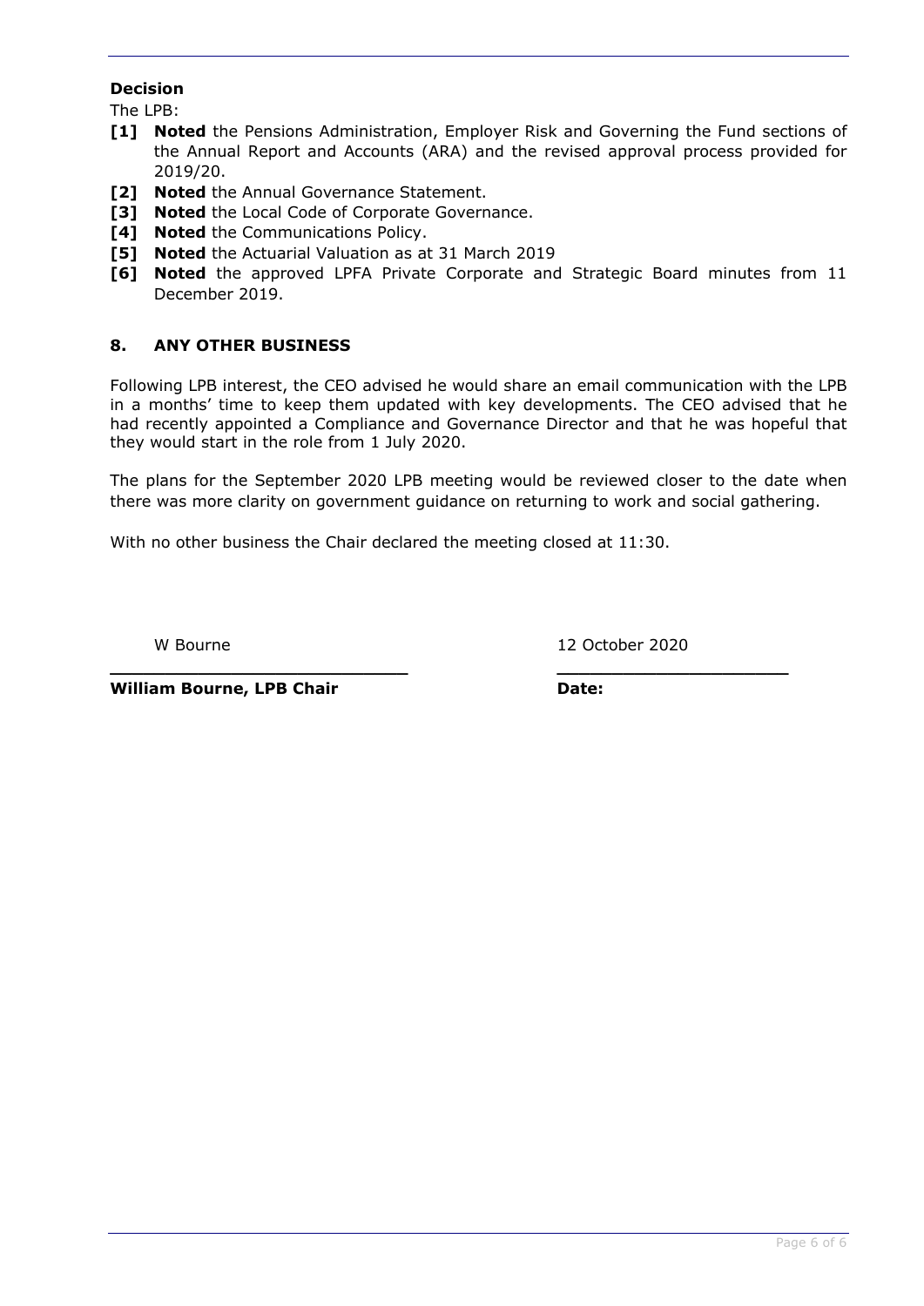**Decision**

The LPB:

- **[1] Noted** the Pensions Administration, Employer Risk and Governing the Fund sections of the Annual Report and Accounts (ARA) and the revised approval process provided for 2019/20.
- **[2] Noted** the Annual Governance Statement.
- **[3] Noted** the Local Code of Corporate Governance.
- **[4] Noted** the Communications Policy.
- **[5] Noted** the Actuarial Valuation as at 31 March 2019
- **[6] Noted** the approved LPFA Private Corporate and Strategic Board minutes from 11 December 2019.

## 8. ANY OTHER BUSINESS

Following LPB interest, the CEO advised he would share an email communication with the LPB in a months' time to keep them updated with key developments. The CEO advised that he had recently appointed a Compliance and Governance Director and that he was hopeful that they would start in the role from 1 July 2020.

The plans for the September 2020 LPB meeting would be reviewed closer to the date when there was more clarity on government guidance on returning to work and social gathering.

With no other business the Chair declared the meeting closed at 11:30.

W Bourne

**William Bourne, LPB Chair**

12 October 2020

**Date:**